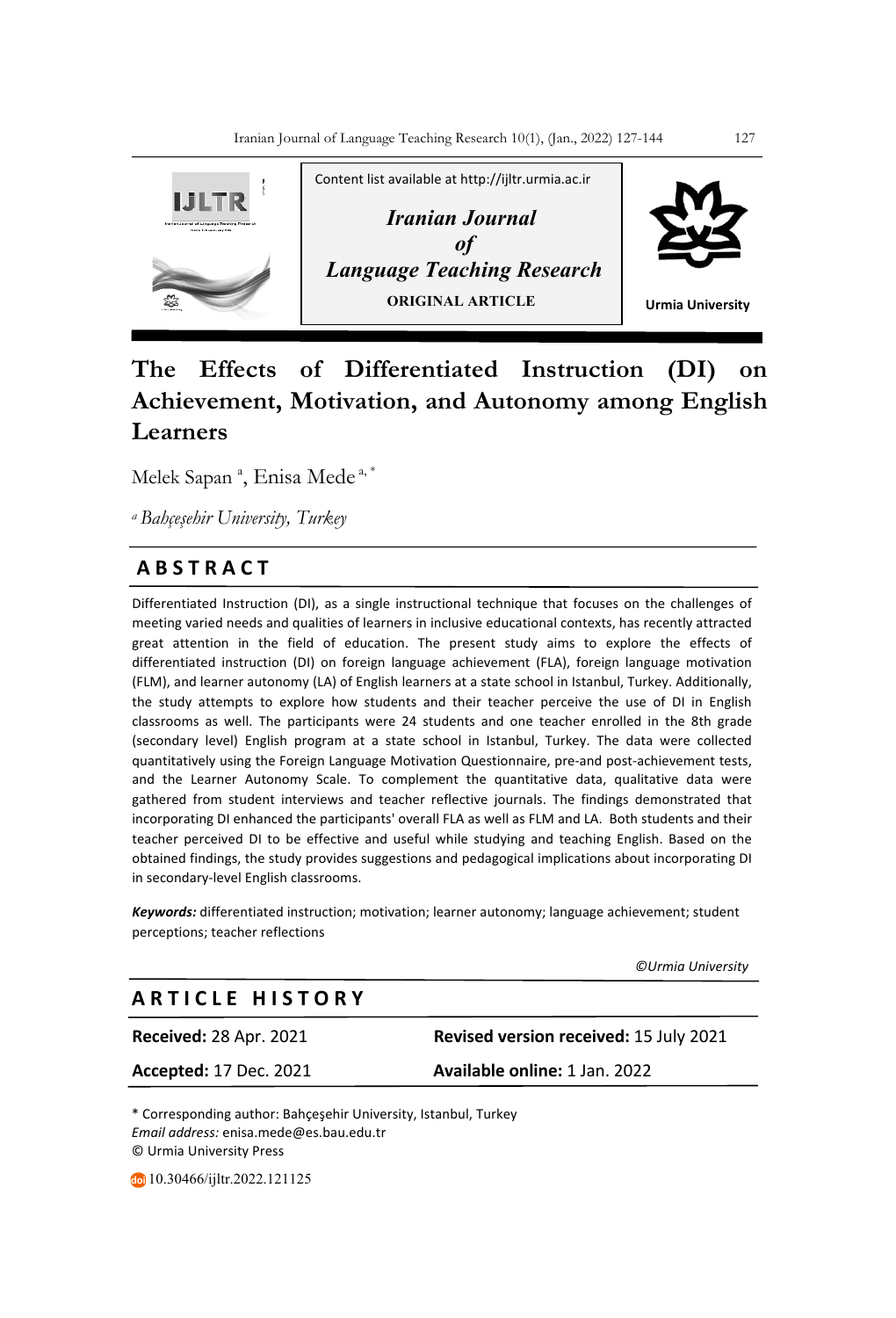Content list available at http://ijltr.urmia.ac.ir

*Iranian Journal of Language Teaching Research*

**ORIGINAL ARTICLE**

**Urmia University**

# The Effects of Differentiated Instruction (DI) on Achievement, Motivation, and Autonomy among English Learners

Melek Sapan [a], Enisa Mede [a,*]

[a] *Bahçeşehir University, Turkey*

## ABSTRACT

Differentiated Instruction (DI), as a single instructional technique that focuses on the challenges of meeting varied needs and qualities of learners in inclusive educational contexts, has recently attracted great attention in the field of education. The present study aims to explore the effects of differentiated instruction (DI) on foreign language achievement (FLA), foreign language motivation (FLM), and learner autonomy (LA) of English learners at a state school in Istanbul, Turkey. Additionally, the study attempts to explore how students and their teacher perceive the use of DI in English classrooms as well. The participants were 24 students and one teacher enrolled in the 8th grade (secondary level) English program at a state school in Istanbul, Turkey. The data were collected quantitatively using the Foreign Language Motivation Questionnaire, pre-and post-achievement tests, and the Learner Autonomy Scale. To complement the quantitative data, qualitative data were gathered from student interviews and teacher reflective journals. The findings demonstrated that incorporating DI enhanced the participants' overall FLA as well as FLM and LA. Both students and their teacher perceived DI to be effective and useful while studying and teaching English. Based on the obtained findings, the study provides suggestions and pedagogical implications about incorporating DI in secondary-level English classrooms.

***Keywords:*** differentiated instruction; motivation; learner autonomy; language achievement; student perceptions; teacher reflections

*©Urmia University*

## ARTICLE HISTORY

| | |
|---|---|
| **Received:** 28 Apr. 2021 | **Revised version received:** 15 July 2021 |
| **Accepted:** 17 Dec. 2021 | **Available online:** 1 Jan. 2022 |

\* Corresponding author: Bahçeşehir University, Istanbul, Turkey
*Email address:* enisa.mede@es.bau.edu.tr
© Urmia University Press

10.30466/ijltr.2022.121125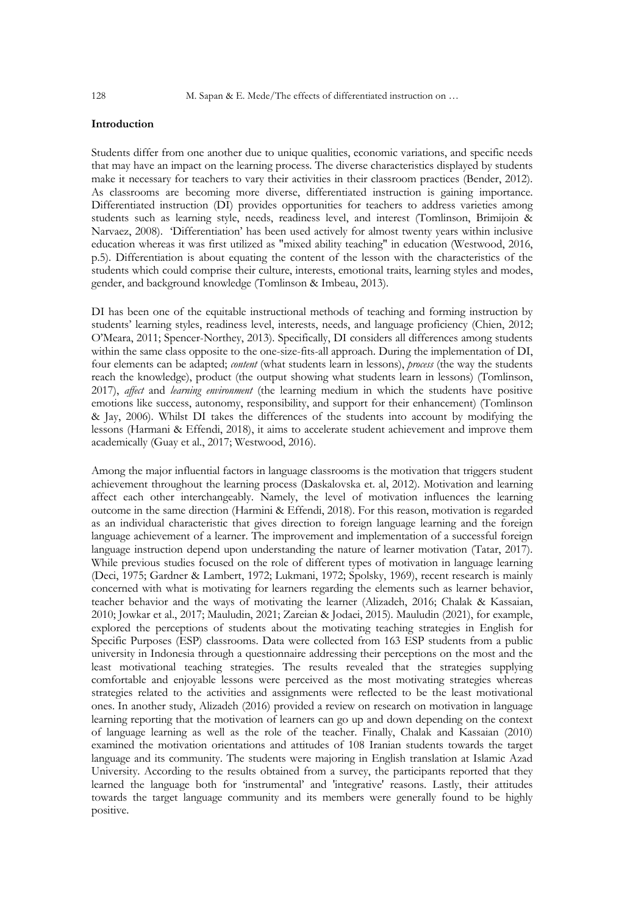**Introduction**

Students differ from one another due to unique qualities, economic variations, and specific needs that may have an impact on the learning process. The diverse characteristics displayed by students make it necessary for teachers to vary their activities in their classroom practices (Bender, 2012). As classrooms are becoming more diverse, differentiated instruction is gaining importance. Differentiated instruction (DI) provides opportunities for teachers to address varieties among students such as learning style, needs, readiness level, and interest (Tomlinson, Brimijoin & Narvaez, 2008). 'Differentiation' has been used actively for almost twenty years within inclusive education whereas it was first utilized as "mixed ability teaching" in education (Westwood, 2016, p.5). Differentiation is about equating the content of the lesson with the characteristics of the students which could comprise their culture, interests, emotional traits, learning styles and modes, gender, and background knowledge (Tomlinson & Imbeau, 2013).

DI has been one of the equitable instructional methods of teaching and forming instruction by students' learning styles, readiness level, interests, needs, and language proficiency (Chien, 2012; O'Meara, 2011; Spencer-Northey, 2013). Specifically, DI considers all differences among students within the same class opposite to the one-size-fits-all approach. During the implementation of DI, four elements can be adapted; *content* (what students learn in lessons), *process* (the way the students reach the knowledge), product (the output showing what students learn in lessons) (Tomlinson, 2017), *affect* and *learning environment* (the learning medium in which the students have positive emotions like success, autonomy, responsibility, and support for their enhancement) (Tomlinson & Jay, 2006). Whilst DI takes the differences of the students into account by modifying the lessons (Harmani & Effendi, 2018), it aims to accelerate student achievement and improve them academically (Guay et al., 2017; Westwood, 2016).

Among the major influential factors in language classrooms is the motivation that triggers student achievement throughout the learning process (Daskalovska et. al, 2012). Motivation and learning affect each other interchangeably. Namely, the level of motivation influences the learning outcome in the same direction (Harmini & Effendi, 2018). For this reason, motivation is regarded as an individual characteristic that gives direction to foreign language learning and the foreign language achievement of a learner. The improvement and implementation of a successful foreign language instruction depend upon understanding the nature of learner motivation (Tatar, 2017). While previous studies focused on the role of different types of motivation in language learning (Deci, 1975; Gardner & Lambert, 1972; Lukmani, 1972; Spolsky, 1969), recent research is mainly concerned with what is motivating for learners regarding the elements such as learner behavior, teacher behavior and the ways of motivating the learner (Alizadeh, 2016; Chalak & Kassaian, 2010; Jowkar et al., 2017; Mauludin, 2021; Zareian & Jodaei, 2015). Mauludin (2021), for example, explored the perceptions of students about the motivating teaching strategies in English for Specific Purposes (ESP) classrooms. Data were collected from 163 ESP students from a public university in Indonesia through a questionnaire addressing their perceptions on the most and the least motivational teaching strategies. The results revealed that the strategies supplying comfortable and enjoyable lessons were perceived as the most motivating strategies whereas strategies related to the activities and assignments were reflected to be the least motivational ones. In another study, Alizadeh (2016) provided a review on research on motivation in language learning reporting that the motivation of learners can go up and down depending on the context of language learning as well as the role of the teacher. Finally, Chalak and Kassaian (2010) examined the motivation orientations and attitudes of 108 Iranian students towards the target language and its community. The students were majoring in English translation at Islamic Azad University. According to the results obtained from a survey, the participants reported that they learned the language both for 'instrumental' and 'integrative' reasons. Lastly, their attitudes towards the target language community and its members were generally found to be highly positive.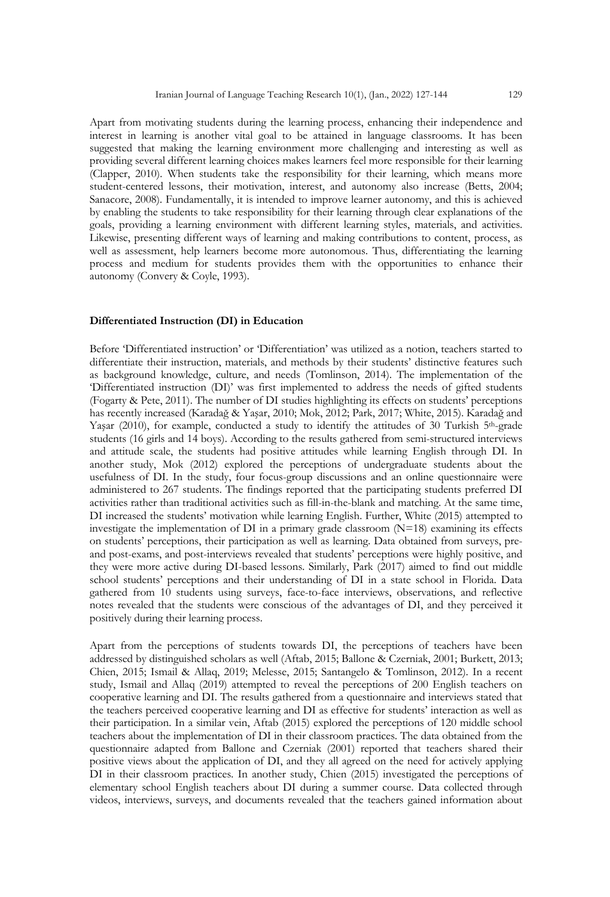Apart from motivating students during the learning process, enhancing their independence and interest in learning is another vital goal to be attained in language classrooms. It has been suggested that making the learning environment more challenging and interesting as well as providing several different learning choices makes learners feel more responsible for their learning (Clapper, 2010). When students take the responsibility for their learning, which means more student-centered lessons, their motivation, interest, and autonomy also increase (Betts, 2004; Sanacore, 2008). Fundamentally, it is intended to improve learner autonomy, and this is achieved by enabling the students to take responsibility for their learning through clear explanations of the goals, providing a learning environment with different learning styles, materials, and activities. Likewise, presenting different ways of learning and making contributions to content, process, as well as assessment, help learners become more autonomous. Thus, differentiating the learning process and medium for students provides them with the opportunities to enhance their autonomy (Convery & Coyle, 1993).

## Differentiated Instruction (DI) in Education

Before 'Differentiated instruction' or 'Differentiation' was utilized as a notion, teachers started to differentiate their instruction, materials, and methods by their students' distinctive features such as background knowledge, culture, and needs (Tomlinson, 2014). The implementation of the 'Differentiated instruction (DI)' was first implemented to address the needs of gifted students (Fogarty & Pete, 2011). The number of DI studies highlighting its effects on students' perceptions has recently increased (Karadağ & Yaşar, 2010; Mok, 2012; Park, 2017; White, 2015). Karadağ and Yaşar (2010), for example, conducted a study to identify the attitudes of 30 Turkish 5th-grade students (16 girls and 14 boys). According to the results gathered from semi-structured interviews and attitude scale, the students had positive attitudes while learning English through DI. In another study, Mok (2012) explored the perceptions of undergraduate students about the usefulness of DI. In the study, four focus-group discussions and an online questionnaire were administered to 267 students. The findings reported that the participating students preferred DI activities rather than traditional activities such as fill-in-the-blank and matching. At the same time, DI increased the students' motivation while learning English. Further, White (2015) attempted to investigate the implementation of DI in a primary grade classroom (N=18) examining its effects on students' perceptions, their participation as well as learning. Data obtained from surveys, pre- and post-exams, and post-interviews revealed that students' perceptions were highly positive, and they were more active during DI-based lessons. Similarly, Park (2017) aimed to find out middle school students' perceptions and their understanding of DI in a state school in Florida. Data gathered from 10 students using surveys, face-to-face interviews, observations, and reflective notes revealed that the students were conscious of the advantages of DI, and they perceived it positively during their learning process.

Apart from the perceptions of students towards DI, the perceptions of teachers have been addressed by distinguished scholars as well (Aftab, 2015; Ballone & Czerniak, 2001; Burkett, 2013; Chien, 2015; Ismail & Allaq, 2019; Melesse, 2015; Santangelo & Tomlinson, 2012). In a recent study, Ismail and Allaq (2019) attempted to reveal the perceptions of 200 English teachers on cooperative learning and DI. The results gathered from a questionnaire and interviews stated that the teachers perceived cooperative learning and DI as effective for students' interaction as well as their participation. In a similar vein, Aftab (2015) explored the perceptions of 120 middle school teachers about the implementation of DI in their classroom practices. The data obtained from the questionnaire adapted from Ballone and Czerniak (2001) reported that teachers shared their positive views about the application of DI, and they all agreed on the need for actively applying DI in their classroom practices. In another study, Chien (2015) investigated the perceptions of elementary school English teachers about DI during a summer course. Data collected through videos, interviews, surveys, and documents revealed that the teachers gained information about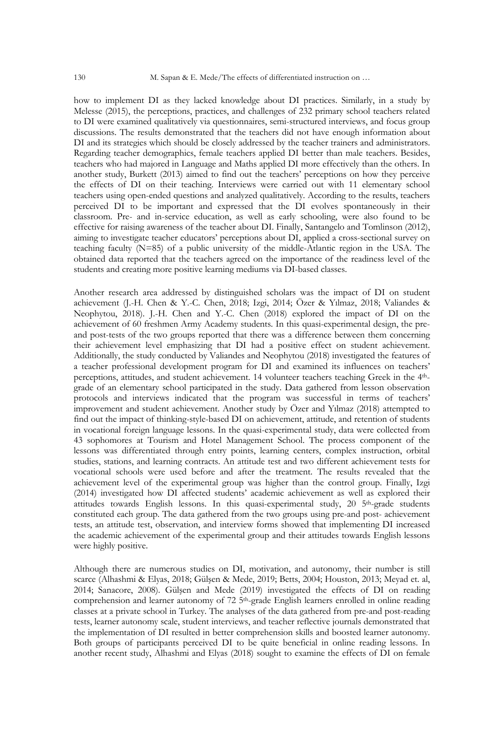how to implement DI as they lacked knowledge about DI practices. Similarly, in a study by Melesse (2015), the perceptions, practices, and challenges of 232 primary school teachers related to DI were examined qualitatively via questionnaires, semi-structured interviews, and focus group discussions. The results demonstrated that the teachers did not have enough information about DI and its strategies which should be closely addressed by the teacher trainers and administrators. Regarding teacher demographics, female teachers applied DI better than male teachers. Besides, teachers who had majored in Language and Maths applied DI more effectively than the others. In another study, Burkett (2013) aimed to find out the teachers' perceptions on how they perceive the effects of DI on their teaching. Interviews were carried out with 11 elementary school teachers using open-ended questions and analyzed qualitatively. According to the results, teachers perceived DI to be important and expressed that the DI evolves spontaneously in their classroom. Pre- and in-service education, as well as early schooling, were also found to be effective for raising awareness of the teacher about DI. Finally, Santangelo and Tomlinson (2012), aiming to investigate teacher educators' perceptions about DI, applied a cross-sectional survey on teaching faculty (N=85) of a public university of the middle-Atlantic region in the USA. The obtained data reported that the teachers agreed on the importance of the readiness level of the students and creating more positive learning mediums via DI-based classes.

Another research area addressed by distinguished scholars was the impact of DI on student achievement (J.-H. Chen & Y.-C. Chen, 2018; Izgi, 2014; Özer & Yılmaz, 2018; Valiandes & Neophytou, 2018). J.-H. Chen and Y.-C. Chen (2018) explored the impact of DI on the achievement of 60 freshmen Army Academy students. In this quasi-experimental design, the pre- and post-tests of the two groups reported that there was a difference between them concerning their achievement level emphasizing that DI had a positive effect on student achievement. Additionally, the study conducted by Valiandes and Neophytou (2018) investigated the features of a teacher professional development program for DI and examined its influences on teachers' perceptions, attitudes, and student achievement. 14 volunteer teachers teaching Greek in the 4th-grade of an elementary school participated in the study. Data gathered from lesson observation protocols and interviews indicated that the program was successful in terms of teachers' improvement and student achievement. Another study by Özer and Yılmaz (2018) attempted to find out the impact of thinking-style-based DI on achievement, attitude, and retention of students in vocational foreign language lessons. In the quasi-experimental study, data were collected from 43 sophomores at Tourism and Hotel Management School. The process component of the lessons was differentiated through entry points, learning centers, complex instruction, orbital studies, stations, and learning contracts. An attitude test and two different achievement tests for vocational schools were used before and after the treatment. The results revealed that the achievement level of the experimental group was higher than the control group. Finally, Izgi (2014) investigated how DI affected students' academic achievement as well as explored their attitudes towards English lessons. In this quasi-experimental study, 20 5th-grade students constituted each group. The data gathered from the two groups using pre-and post- achievement tests, an attitude test, observation, and interview forms showed that implementing DI increased the academic achievement of the experimental group and their attitudes towards English lessons were highly positive.

Although there are numerous studies on DI, motivation, and autonomy, their number is still scarce (Alhashmi & Elyas, 2018; Gülşen & Mede, 2019; Betts, 2004; Houston, 2013; Meyad et. al, 2014; Sanacore, 2008). Gülşen and Mede (2019) investigated the effects of DI on reading comprehension and learner autonomy of 72 5th-grade English learners enrolled in online reading classes at a private school in Turkey. The analyses of the data gathered from pre-and post-reading tests, learner autonomy scale, student interviews, and teacher reflective journals demonstrated that the implementation of DI resulted in better comprehension skills and boosted learner autonomy. Both groups of participants perceived DI to be quite beneficial in online reading lessons. In another recent study, Alhashmi and Elyas (2018) sought to examine the effects of DI on female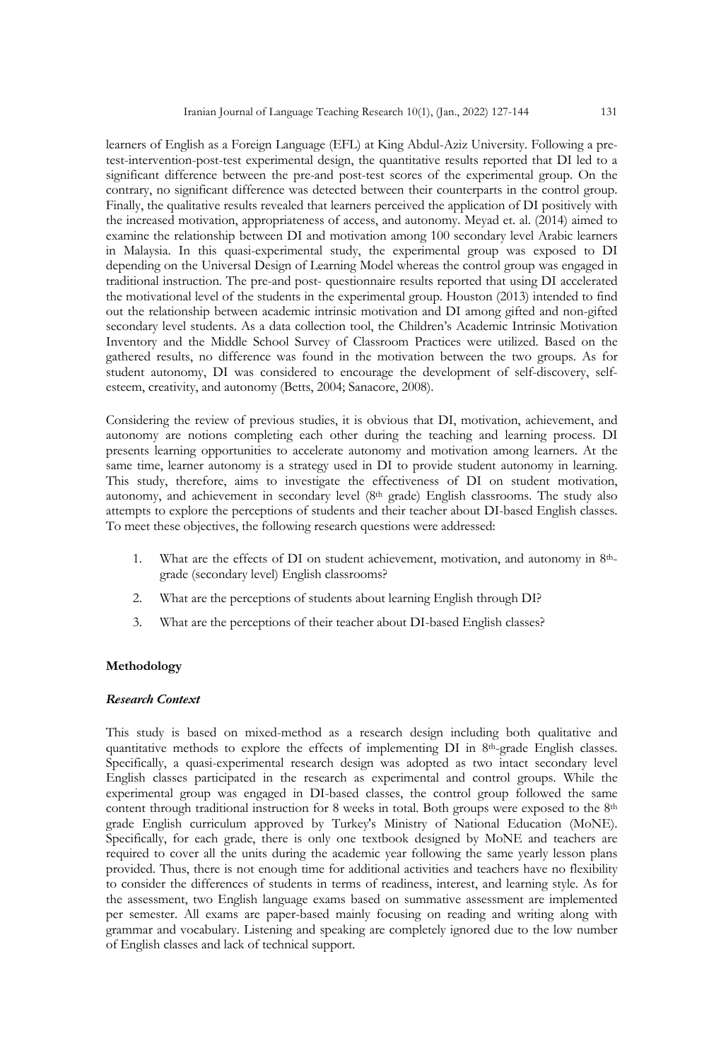learners of English as a Foreign Language (EFL) at King Abdul-Aziz University. Following a pre-test-intervention-post-test experimental design, the quantitative results reported that DI led to a significant difference between the pre-and post-test scores of the experimental group. On the contrary, no significant difference was detected between their counterparts in the control group. Finally, the qualitative results revealed that learners perceived the application of DI positively with the increased motivation, appropriateness of access, and autonomy. Meyad et. al. (2014) aimed to examine the relationship between DI and motivation among 100 secondary level Arabic learners in Malaysia. In this quasi-experimental study, the experimental group was exposed to DI depending on the Universal Design of Learning Model whereas the control group was engaged in traditional instruction. The pre-and post- questionnaire results reported that using DI accelerated the motivational level of the students in the experimental group. Houston (2013) intended to find out the relationship between academic intrinsic motivation and DI among gifted and non-gifted secondary level students. As a data collection tool, the Children's Academic Intrinsic Motivation Inventory and the Middle School Survey of Classroom Practices were utilized. Based on the gathered results, no difference was found in the motivation between the two groups. As for student autonomy, DI was considered to encourage the development of self-discovery, self-esteem, creativity, and autonomy (Betts, 2004; Sanacore, 2008).

Considering the review of previous studies, it is obvious that DI, motivation, achievement, and autonomy are notions completing each other during the teaching and learning process. DI presents learning opportunities to accelerate autonomy and motivation among learners. At the same time, learner autonomy is a strategy used in DI to provide student autonomy in learning. This study, therefore, aims to investigate the effectiveness of DI on student motivation, autonomy, and achievement in secondary level (8th grade) English classrooms. The study also attempts to explore the perceptions of students and their teacher about DI-based English classes. To meet these objectives, the following research questions were addressed:

1. What are the effects of DI on student achievement, motivation, and autonomy in 8th-grade (secondary level) English classrooms?
2. What are the perceptions of students about learning English through DI?
3. What are the perceptions of their teacher about DI-based English classes?

## Methodology

### *Research Context*

This study is based on mixed-method as a research design including both qualitative and quantitative methods to explore the effects of implementing DI in 8th-grade English classes. Specifically, a quasi-experimental research design was adopted as two intact secondary level English classes participated in the research as experimental and control groups. While the experimental group was engaged in DI-based classes, the control group followed the same content through traditional instruction for 8 weeks in total. Both groups were exposed to the 8th grade English curriculum approved by Turkey's Ministry of National Education (MoNE). Specifically, for each grade, there is only one textbook designed by MoNE and teachers are required to cover all the units during the academic year following the same yearly lesson plans provided. Thus, there is not enough time for additional activities and teachers have no flexibility to consider the differences of students in terms of readiness, interest, and learning style. As for the assessment, two English language exams based on summative assessment are implemented per semester. All exams are paper-based mainly focusing on reading and writing along with grammar and vocabulary. Listening and speaking are completely ignored due to the low number of English classes and lack of technical support.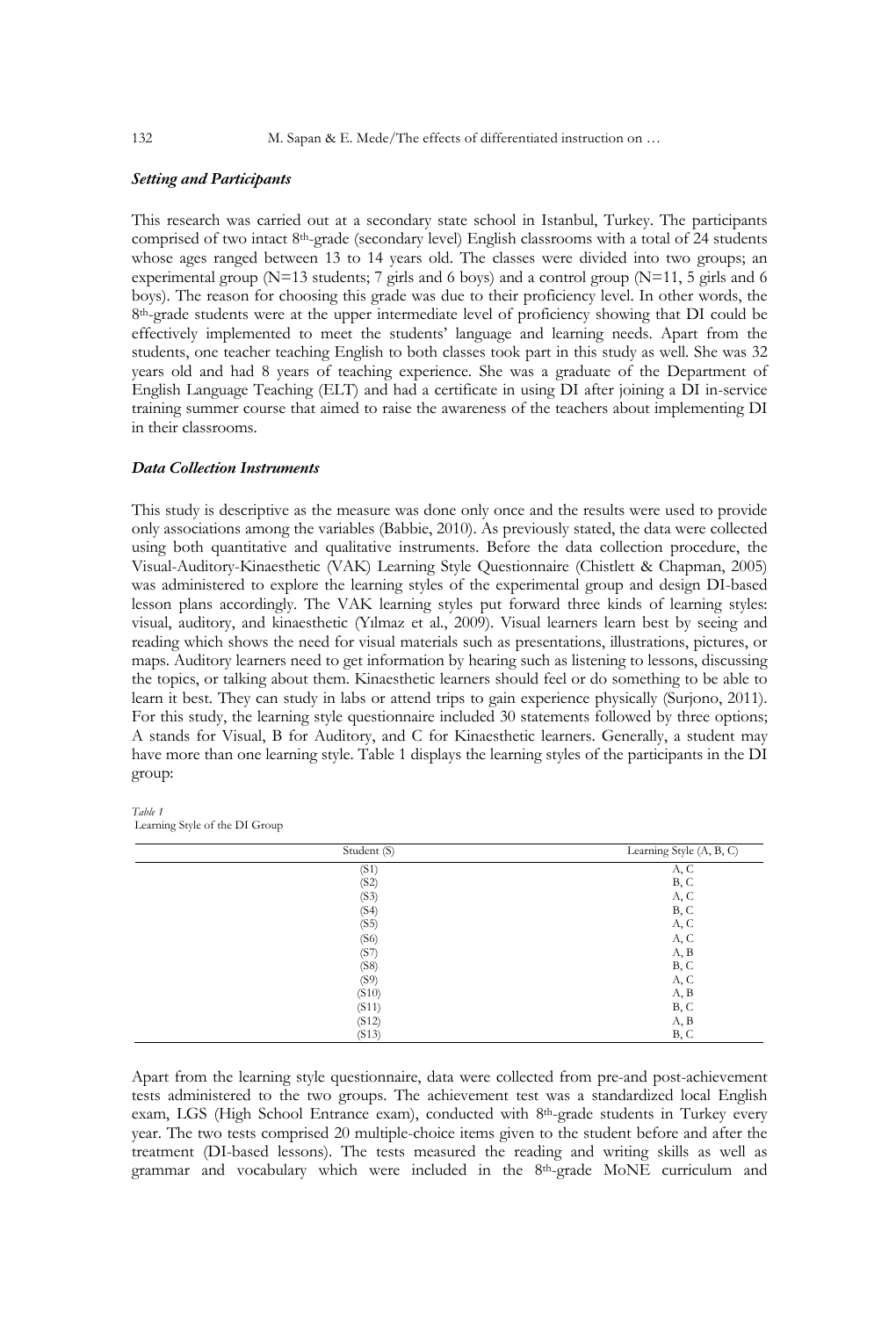### *Setting and Participants*

This research was carried out at a secondary state school in Istanbul, Turkey. The participants comprised of two intact 8th-grade (secondary level) English classrooms with a total of 24 students whose ages ranged between 13 to 14 years old. The classes were divided into two groups; an experimental group (N=13 students; 7 girls and 6 boys) and a control group (N=11, 5 girls and 6 boys). The reason for choosing this grade was due to their proficiency level. In other words, the 8th-grade students were at the upper intermediate level of proficiency showing that DI could be effectively implemented to meet the students' language and learning needs. Apart from the students, one teacher teaching English to both classes took part in this study as well. She was 32 years old and had 8 years of teaching experience. She was a graduate of the Department of English Language Teaching (ELT) and had a certificate in using DI after joining a DI in-service training summer course that aimed to raise the awareness of the teachers about implementing DI in their classrooms.

### *Data Collection Instruments*

This study is descriptive as the measure was done only once and the results were used to provide only associations among the variables (Babbie, 2010). As previously stated, the data were collected using both quantitative and qualitative instruments. Before the data collection procedure, the Visual-Auditory-Kinaesthetic (VAK) Learning Style Questionnaire (Chistlett & Chapman, 2005) was administered to explore the learning styles of the experimental group and design DI-based lesson plans accordingly. The VAK learning styles put forward three kinds of learning styles: visual, auditory, and kinaesthetic (Yılmaz et al., 2009). Visual learners learn best by seeing and reading which shows the need for visual materials such as presentations, illustrations, pictures, or maps. Auditory learners need to get information by hearing such as listening to lessons, discussing the topics, or talking about them. Kinaesthetic learners should feel or do something to be able to learn it best. They can study in labs or attend trips to gain experience physically (Surjono, 2011). For this study, the learning style questionnaire included 30 statements followed by three options; A stands for Visual, B for Auditory, and C for Kinaesthetic learners. Generally, a student may have more than one learning style. Table 1 displays the learning styles of the participants in the DI group:

*Table 1*
Learning Style of the DI Group

| Student (S) | Learning Style (A, B, C) |
|---|---|
| (S1) | A, C |
| (S2) | B, C |
| (S3) | A, C |
| (S4) | B, C |
| (S5) | A, C |
| (S6) | A, C |
| (S7) | A, B |
| (S8) | B, C |
| (S9) | A, C |
| (S10) | A, B |
| (S11) | B, C |
| (S12) | A, B |
| (S13) | B, C |

Apart from the learning style questionnaire, data were collected from pre-and post-achievement tests administered to the two groups. The achievement test was a standardized local English exam, LGS (High School Entrance exam), conducted with 8th-grade students in Turkey every year. The two tests comprised 20 multiple-choice items given to the student before and after the treatment (DI-based lessons). The tests measured the reading and writing skills as well as grammar and vocabulary which were included in the 8th-grade MoNE curriculum and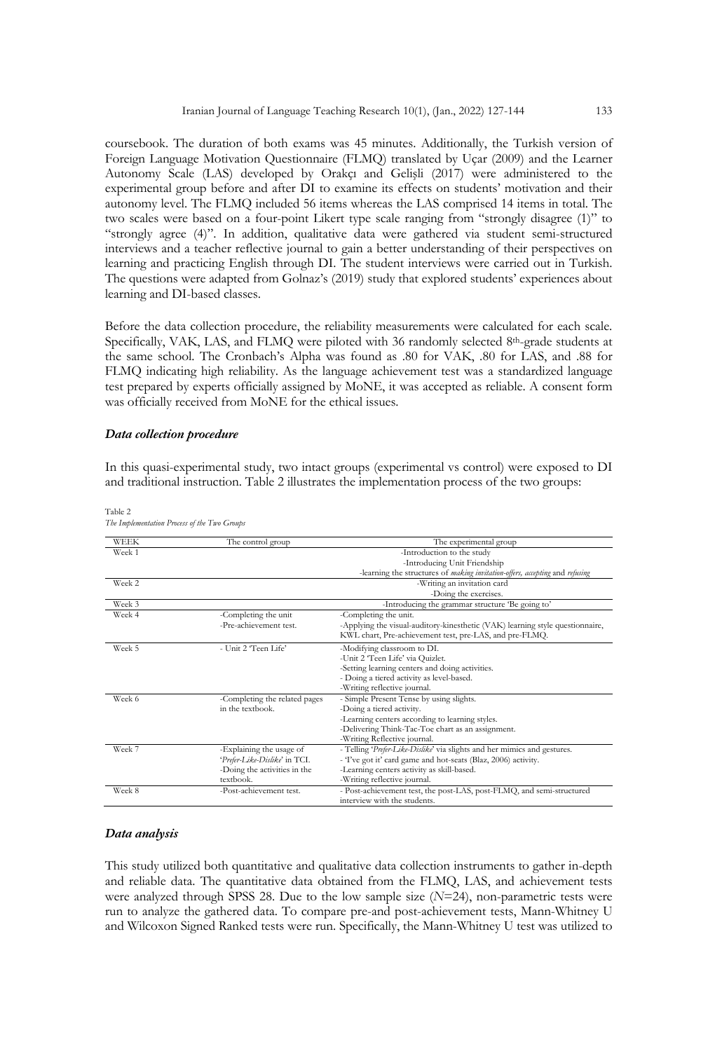coursebook. The duration of both exams was 45 minutes. Additionally, the Turkish version of Foreign Language Motivation Questionnaire (FLMQ) translated by Uçar (2009) and the Learner Autonomy Scale (LAS) developed by Orakçı and Gelişli (2017) were administered to the experimental group before and after DI to examine its effects on students' motivation and their autonomy level. The FLMQ included 56 items whereas the LAS comprised 14 items in total. The two scales were based on a four-point Likert type scale ranging from "strongly disagree (1)" to "strongly agree (4)". In addition, qualitative data were gathered via student semi-structured interviews and a teacher reflective journal to gain a better understanding of their perspectives on learning and practicing English through DI. The student interviews were carried out in Turkish. The questions were adapted from Golnaz's (2019) study that explored students' experiences about learning and DI-based classes.

Before the data collection procedure, the reliability measurements were calculated for each scale. Specifically, VAK, LAS, and FLMQ were piloted with 36 randomly selected 8th-grade students at the same school. The Cronbach's Alpha was found as .80 for VAK, .80 for LAS, and .88 for FLMQ indicating high reliability. As the language achievement test was a standardized language test prepared by experts officially assigned by MoNE, it was accepted as reliable. A consent form was officially received from MoNE for the ethical issues.

### *Data collection procedure*

In this quasi-experimental study, two intact groups (experimental vs control) were exposed to DI and traditional instruction. Table 2 illustrates the implementation process of the two groups:

Table 2
*The Implementation Process of the Two Groups*

| WEEK | The control group | The experimental group |
|---|---|---|
| Week 1 | | -Introduction to the study<br>-Introducing Unit Friendship<br>-learning the structures of *making invitation-offers, accepting* and *refusing* |
| Week 2 | | -Writing an invitation card<br>-Doing the exercises. |
| Week 3 | | -Introducing the grammar structure 'Be going to' |
| Week 4 | -Completing the unit<br>-Pre-achievement test. | -Completing the unit.<br>-Applying the visual-auditory-kinesthetic (VAK) learning style questionnaire, KWL chart, Pre-achievement test, pre-LAS, and pre-FLMQ. |
| Week 5 | - Unit 2 'Teen Life' | -Modifying classroom to DI.<br>-Unit 2 'Teen Life' via Quizlet.<br>-Setting learning centers and doing activities.<br>- Doing a tiered activity as level-based.<br>-Writing reflective journal. |
| Week 6 | -Completing the related pages in the textbook. | - Simple Present Tense by using slights.<br>-Doing a tiered activity.<br>-Learning centers according to learning styles.<br>-Delivering Think-Tac-Toe chart as an assignment.<br>-Writing Reflective journal. |
| Week 7 | -Explaining the usage of '*Prefer-Like-Dislike*' in TCI.<br>-Doing the activities in the textbook. | - Telling '*Prefer-Like-Dislike*' via slights and her mimics and gestures.<br>- 'I've got it' card game and hot-seats (Blaz, 2006) activity.<br>-Learning centers activity as skill-based.<br>-Writing reflective journal. |
| Week 8 | -Post-achievement test. | - Post-achievement test, the post-LAS, post-FLMQ, and semi-structured interview with the students. |

### *Data analysis*

This study utilized both quantitative and qualitative data collection instruments to gather in-depth and reliable data. The quantitative data obtained from the FLMQ, LAS, and achievement tests were analyzed through SPSS 28. Due to the low sample size ($N$=24), non-parametric tests were run to analyze the gathered data. To compare pre-and post-achievement tests, Mann-Whitney U and Wilcoxon Signed Ranked tests were run. Specifically, the Mann-Whitney U test was utilized to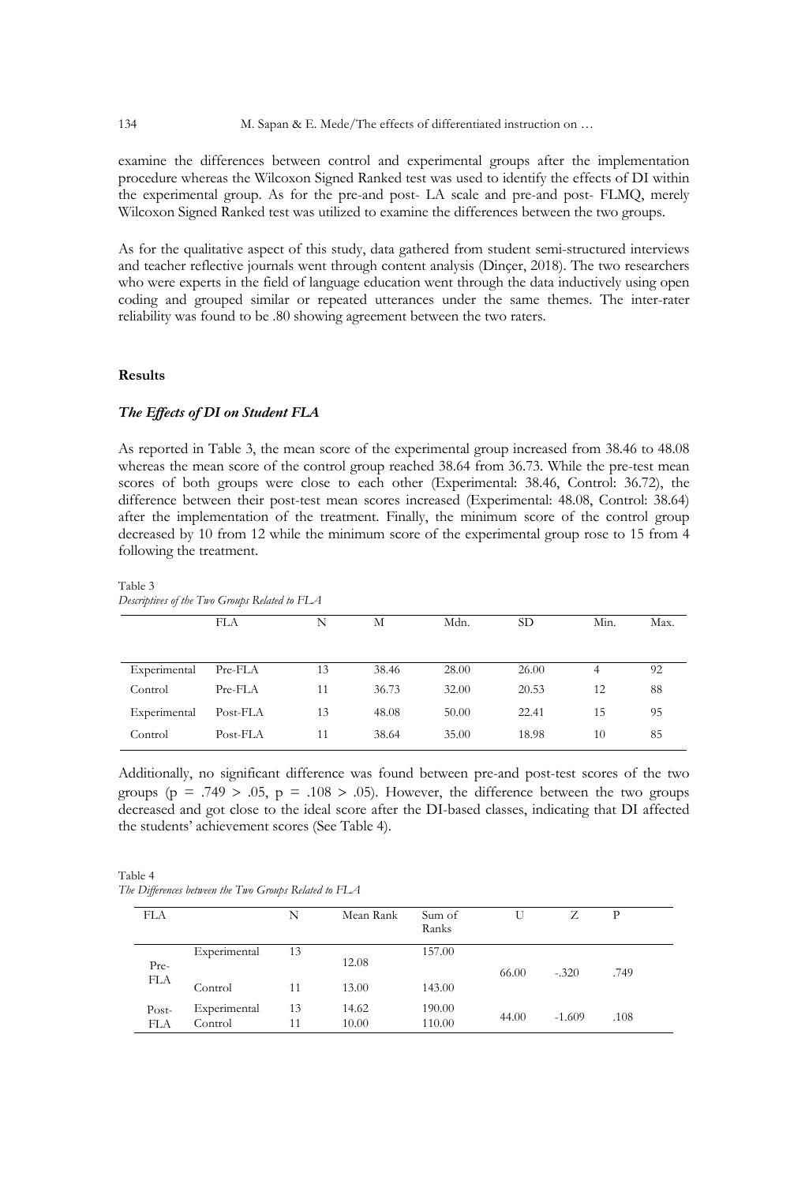examine the differences between control and experimental groups after the implementation procedure whereas the Wilcoxon Signed Ranked test was used to identify the effects of DI within the experimental group. As for the pre-and post- LA scale and pre-and post- FLMQ, merely Wilcoxon Signed Ranked test was utilized to examine the differences between the two groups.

As for the qualitative aspect of this study, data gathered from student semi-structured interviews and teacher reflective journals went through content analysis (Dinçer, 2018). The two researchers who were experts in the field of language education went through the data inductively using open coding and grouped similar or repeated utterances under the same themes. The inter-rater reliability was found to be .80 showing agreement between the two raters.

## Results

### *The Effects of DI on Student FLA*

As reported in Table 3, the mean score of the experimental group increased from 38.46 to 48.08 whereas the mean score of the control group reached 38.64 from 36.73. While the pre-test mean scores of both groups were close to each other (Experimental: 38.46, Control: 36.72), the difference between their post-test mean scores increased (Experimental: 48.08, Control: 38.64) after the implementation of the treatment. Finally, the minimum score of the control group decreased by 10 from 12 while the minimum score of the experimental group rose to 15 from 4 following the treatment.

Table 3
*Descriptives of the Two Groups Related to FLA*

| | FLA | N | M | Mdn. | SD | Min. | Max. |
|---|---|---|---|---|---|---|---|
| Experimental | Pre-FLA | 13 | 38.46 | 28.00 | 26.00 | 4 | 92 |
| Control | Pre-FLA | 11 | 36.73 | 32.00 | 20.53 | 12 | 88 |
| Experimental | Post-FLA | 13 | 48.08 | 50.00 | 22.41 | 15 | 95 |
| Control | Post-FLA | 11 | 38.64 | 35.00 | 18.98 | 10 | 85 |

Additionally, no significant difference was found between pre-and post-test scores of the two groups ($p = .749 > .05$, $p = .108 > .05$). However, the difference between the two groups decreased and got close to the ideal score after the DI-based classes, indicating that DI affected the students' achievement scores (See Table 4).

Table 4
*The Differences between the Two Groups Related to FLA*

| FLA | | N | Mean Rank | Sum of Ranks | U | Z | P |
|---|---|---|---|---|---|---|---|
| Pre-FLA | Experimental | 13 | 12.08 | 157.00 | 66.00 | -.320 | .749 |
| | Control | 11 | 13.00 | 143.00 | | | |
| Post-FLA | Experimental | 13 | 14.62 | 190.00 | 44.00 | -1.609 | .108 |
| | Control | 11 | 10.00 | 110.00 | | | |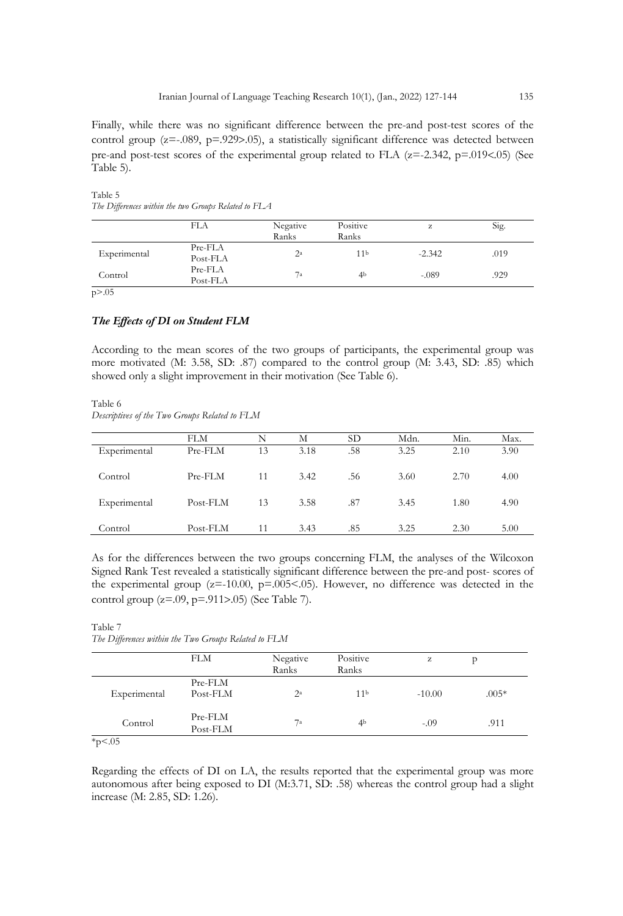Finally, while there was no significant difference between the pre-and post-test scores of the control group (z=-.089, p=.929>.05), a statistically significant difference was detected between pre-and post-test scores of the experimental group related to FLA (z=-2.342, p=.019<.05) (See Table 5).

Table 5
*The Differences within the two Groups Related to FLA*

| | FLA | Negative Ranks | Positive Ranks | z | Sig. |
|---|---|---|---|---|---|
| Experimental | Pre-FLA Post-FLA | 2[a] | 11[b] | -2.342 | .019 |
| Control | Pre-FLA Post-FLA | 7[a] | 4[b] | -.089 | .929 |

p>.05

### *The Effects of DI on Student FLM*

According to the mean scores of the two groups of participants, the experimental group was more motivated (M: 3.58, SD: .87) compared to the control group (M: 3.43, SD: .85) which showed only a slight improvement in their motivation (See Table 6).

Table 6
*Descriptives of the Two Groups Related to FLM*

| | FLM | N | M | SD | Mdn. | Min. | Max. |
|---|---|---|---|---|---|---|---|
| Experimental | Pre-FLM | 13 | 3.18 | .58 | 3.25 | 2.10 | 3.90 |
| Control | Pre-FLM | 11 | 3.42 | .56 | 3.60 | 2.70 | 4.00 |
| Experimental | Post-FLM | 13 | 3.58 | .87 | 3.45 | 1.80 | 4.90 |
| Control | Post-FLM | 11 | 3.43 | .85 | 3.25 | 2.30 | 5.00 |

As for the differences between the two groups concerning FLM, the analyses of the Wilcoxon Signed Rank Test revealed a statistically significant difference between the pre-and post- scores of the experimental group (z=-10.00, p=.005<.05). However, no difference was detected in the control group (z=.09, p=.911>.05) (See Table 7).

Table 7
*The Differences within the Two Groups Related to FLM*

| | FLM | Negative Ranks | Positive Ranks | z | p |
|---|---|---|---|---|---|
| Experimental | Pre-FLM Post-FLM | 2[a] | 11[b] | -10.00 | .005* |
| Control | Pre-FLM Post-FLM | 7[a] | 4[b] | -.09 | .911 |

*p<.05

Regarding the effects of DI on LA, the results reported that the experimental group was more autonomous after being exposed to DI (M:3.71, SD: .58) whereas the control group had a slight increase (M: 2.85, SD: 1.26).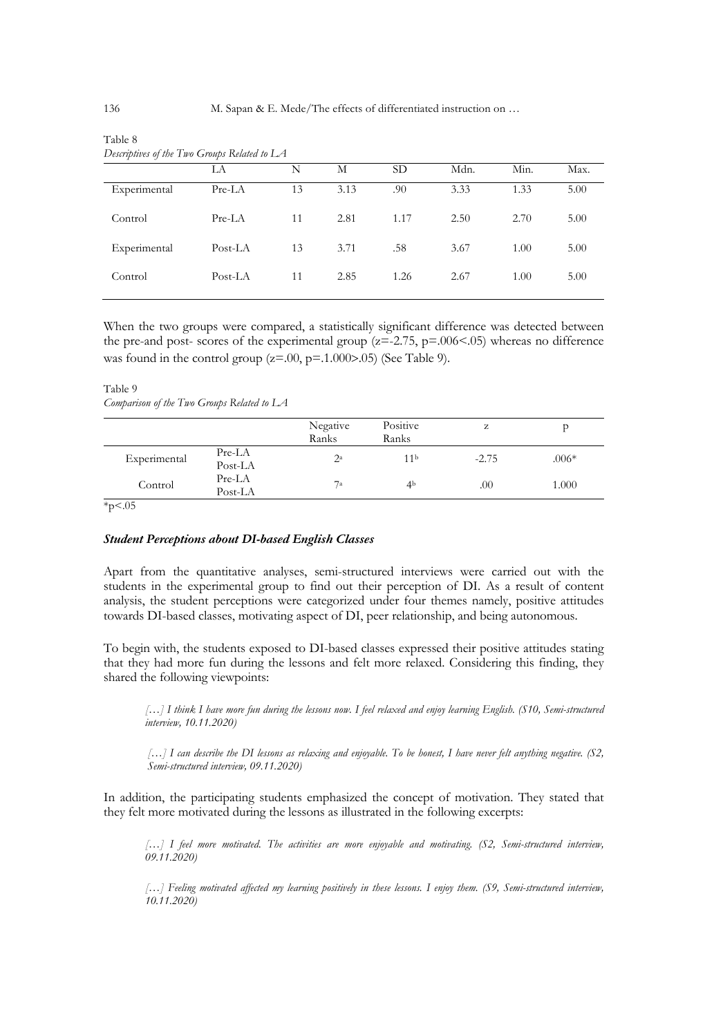Table 8
*Descriptives of the Two Groups Related to LA*

| | LA | N | M | SD | Mdn. | Min. | Max. |
|---|---|---|---|---|---|---|---|
| Experimental | Pre-LA | 13 | 3.13 | .90 | 3.33 | 1.33 | 5.00 |
| Control | Pre-LA | 11 | 2.81 | 1.17 | 2.50 | 2.70 | 5.00 |
| Experimental | Post-LA | 13 | 3.71 | .58 | 3.67 | 1.00 | 5.00 |
| Control | Post-LA | 11 | 2.85 | 1.26 | 2.67 | 1.00 | 5.00 |

When the two groups were compared, a statistically significant difference was detected between the pre-and post- scores of the experimental group ($z=-2.75$, $p=.006<.05$) whereas no difference was found in the control group ($z=.00$, $p=.1.000>.05$) (See Table 9).

Table 9
*Comparison of the Two Groups Related to LA*

| | | Negative Ranks | Positive Ranks | z | p |
|---|---|---|---|---|---|
| Experimental | Pre-LA Post-LA | $2^a$ | $11^b$ | -2.75 | .006* |
| Control | Pre-LA Post-LA | $7^a$ | $4^b$ | .00 | 1.000 |

*p<.05

### *Student Perceptions about DI-based English Classes*

Apart from the quantitative analyses, semi-structured interviews were carried out with the students in the experimental group to find out their perception of DI. As a result of content analysis, the student perceptions were categorized under four themes namely, positive attitudes towards DI-based classes, motivating aspect of DI, peer relationship, and being autonomous.

To begin with, the students exposed to DI-based classes expressed their positive attitudes stating that they had more fun during the lessons and felt more relaxed. Considering this finding, they shared the following viewpoints:

> *[…] I think I have more fun during the lessons now. I feel relaxed and enjoy learning English. (S10, Semi-structured interview, 10.11.2020)*

> *[…] I can describe the DI lessons as relaxing and enjoyable. To be honest, I have never felt anything negative. (S2, Semi-structured interview, 09.11.2020)*

In addition, the participating students emphasized the concept of motivation. They stated that they felt more motivated during the lessons as illustrated in the following excerpts:

> *[…] I feel more motivated. The activities are more enjoyable and motivating. (S2, Semi-structured interview, 09.11.2020)*

> *[…] Feeling motivated affected my learning positively in these lessons. I enjoy them. (S9, Semi-structured interview, 10.11.2020)*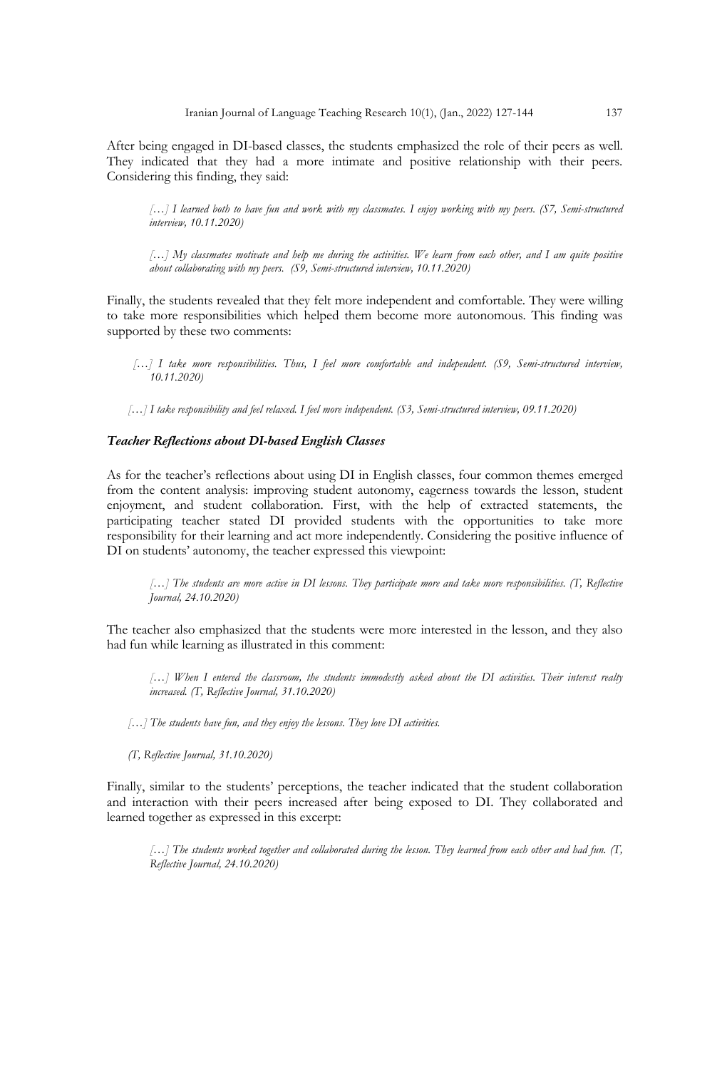After being engaged in DI-based classes, the students emphasized the role of their peers as well. They indicated that they had a more intimate and positive relationship with their peers. Considering this finding, they said:

> *[…] I learned both to have fun and work with my classmates. I enjoy working with my peers. (S7, Semi-structured interview, 10.11.2020)*

> *[…] My classmates motivate and help me during the activities. We learn from each other, and I am quite positive about collaborating with my peers. (S9, Semi-structured interview, 10.11.2020)*

Finally, the students revealed that they felt more independent and comfortable. They were willing to take more responsibilities which helped them become more autonomous. This finding was supported by these two comments:

> *[…] I take more responsibilities. Thus, I feel more comfortable and independent. (S9, Semi-structured interview, 10.11.2020)*

> *[…] I take responsibility and feel relaxed. I feel more independent. (S3, Semi-structured interview, 09.11.2020)*

### *Teacher Reflections about DI-based English Classes*

As for the teacher's reflections about using DI in English classes, four common themes emerged from the content analysis: improving student autonomy, eagerness towards the lesson, student enjoyment, and student collaboration. First, with the help of extracted statements, the participating teacher stated DI provided students with the opportunities to take more responsibility for their learning and act more independently. Considering the positive influence of DI on students' autonomy, the teacher expressed this viewpoint:

> *[…] The students are more active in DI lessons. They participate more and take more responsibilities. (T, Reflective Journal, 24.10.2020)*

The teacher also emphasized that the students were more interested in the lesson, and they also had fun while learning as illustrated in this comment:

> *[…] When I entered the classroom, the students immodestly asked about the DI activities. Their interest realty increased. (T, Reflective Journal, 31.10.2020)*

> *[…] The students have fun, and they enjoy the lessons. They love DI activities.*
>
> *(T, Reflective Journal, 31.10.2020)*

Finally, similar to the students' perceptions, the teacher indicated that the student collaboration and interaction with their peers increased after being exposed to DI. They collaborated and learned together as expressed in this excerpt:

> *[…] The students worked together and collaborated during the lesson. They learned from each other and had fun. (T, Reflective Journal, 24.10.2020)*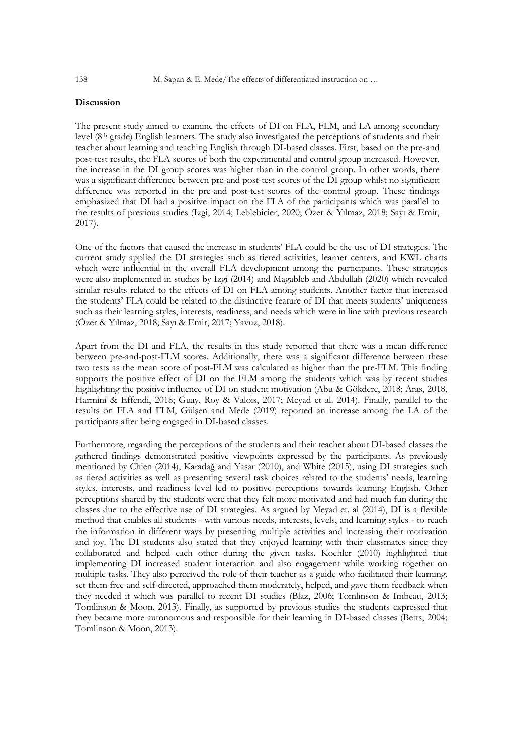**Discussion**

The present study aimed to examine the effects of DI on FLA, FLM, and LA among secondary level (8th grade) English learners. The study also investigated the perceptions of students and their teacher about learning and teaching English through DI-based classes. First, based on the pre-and post-test results, the FLA scores of both the experimental and control group increased. However, the increase in the DI group scores was higher than in the control group. In other words, there was a significant difference between pre-and post-test scores of the DI group whilst no significant difference was reported in the pre-and post-test scores of the control group. These findings emphasized that DI had a positive impact on the FLA of the participants which was parallel to the results of previous studies (Izgi, 2014; Leblebicier, 2020; Özer & Yılmaz, 2018; Sayı & Emir, 2017).

One of the factors that caused the increase in students' FLA could be the use of DI strategies. The current study applied the DI strategies such as tiered activities, learner centers, and KWL charts which were influential in the overall FLA development among the participants. These strategies were also implemented in studies by Izgi (2014) and Magableb and Abdullah (2020) which revealed similar results related to the effects of DI on FLA among students. Another factor that increased the students' FLA could be related to the distinctive feature of DI that meets students' uniqueness such as their learning styles, interests, readiness, and needs which were in line with previous research (Özer & Yılmaz, 2018; Sayı & Emir, 2017; Yavuz, 2018).

Apart from the DI and FLA, the results in this study reported that there was a mean difference between pre-and-post-FLM scores. Additionally, there was a significant difference between these two tests as the mean score of post-FLM was calculated as higher than the pre-FLM. This finding supports the positive effect of DI on the FLM among the students which was by recent studies highlighting the positive influence of DI on student motivation (Abu & Gökdere, 2018; Aras, 2018, Harmini & Effendi, 2018; Guay, Roy & Valois, 2017; Meyad et al. 2014). Finally, parallel to the results on FLA and FLM, Gülşen and Mede (2019) reported an increase among the LA of the participants after being engaged in DI-based classes.

Furthermore, regarding the perceptions of the students and their teacher about DI-based classes the gathered findings demonstrated positive viewpoints expressed by the participants. As previously mentioned by Chien (2014), Karadağ and Yaşar (2010), and White (2015), using DI strategies such as tiered activities as well as presenting several task choices related to the students' needs, learning styles, interests, and readiness level led to positive perceptions towards learning English. Other perceptions shared by the students were that they felt more motivated and had much fun during the classes due to the effective use of DI strategies. As argued by Meyad et. al (2014), DI is a flexible method that enables all students - with various needs, interests, levels, and learning styles - to reach the information in different ways by presenting multiple activities and increasing their motivation and joy. The DI students also stated that they enjoyed learning with their classmates since they collaborated and helped each other during the given tasks. Koehler (2010) highlighted that implementing DI increased student interaction and also engagement while working together on multiple tasks. They also perceived the role of their teacher as a guide who facilitated their learning, set them free and self-directed, approached them moderately, helped, and gave them feedback when they needed it which was parallel to recent DI studies (Blaz, 2006; Tomlinson & Imbeau, 2013; Tomlinson & Moon, 2013). Finally, as supported by previous studies the students expressed that they became more autonomous and responsible for their learning in DI-based classes (Betts, 2004; Tomlinson & Moon, 2013).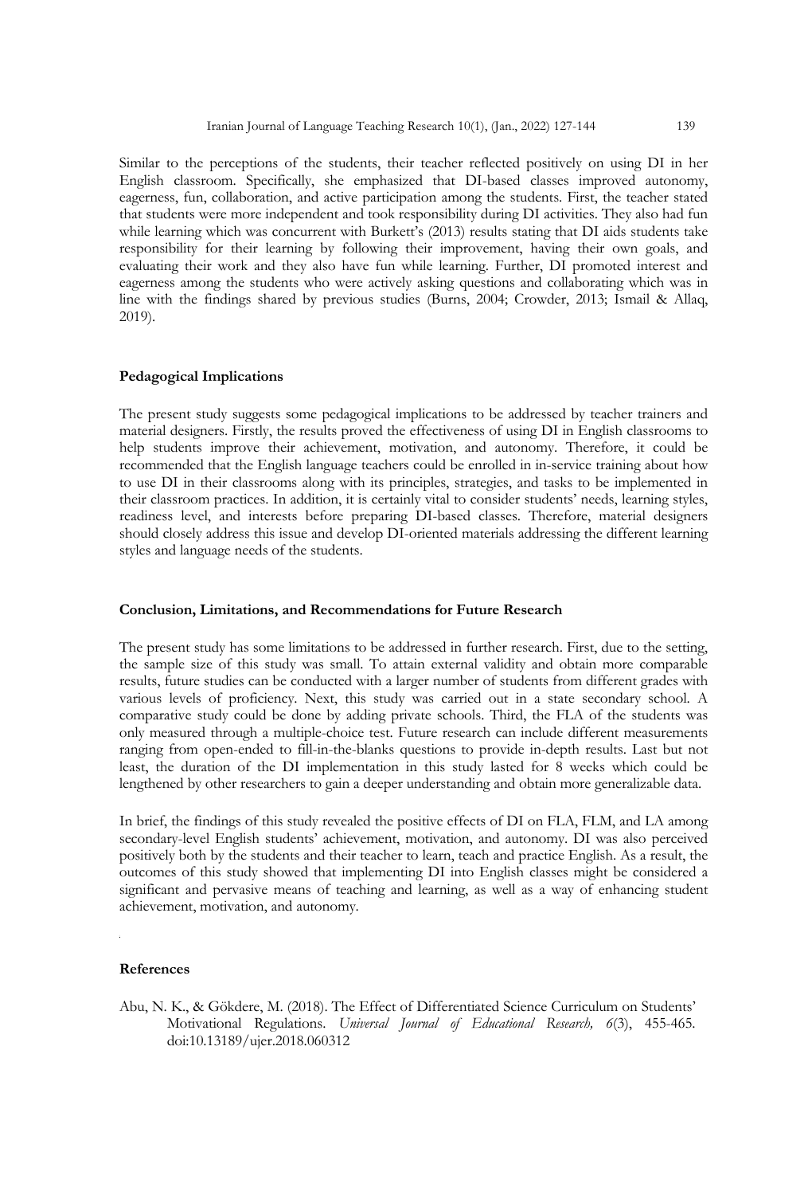Similar to the perceptions of the students, their teacher reflected positively on using DI in her English classroom. Specifically, she emphasized that DI-based classes improved autonomy, eagerness, fun, collaboration, and active participation among the students. First, the teacher stated that students were more independent and took responsibility during DI activities. They also had fun while learning which was concurrent with Burkett's (2013) results stating that DI aids students take responsibility for their learning by following their improvement, having their own goals, and evaluating their work and they also have fun while learning. Further, DI promoted interest and eagerness among the students who were actively asking questions and collaborating which was in line with the findings shared by previous studies (Burns, 2004; Crowder, 2013; Ismail & Allaq, 2019).

## Pedagogical Implications

The present study suggests some pedagogical implications to be addressed by teacher trainers and material designers. Firstly, the results proved the effectiveness of using DI in English classrooms to help students improve their achievement, motivation, and autonomy. Therefore, it could be recommended that the English language teachers could be enrolled in in-service training about how to use DI in their classrooms along with its principles, strategies, and tasks to be implemented in their classroom practices. In addition, it is certainly vital to consider students' needs, learning styles, readiness level, and interests before preparing DI-based classes. Therefore, material designers should closely address this issue and develop DI-oriented materials addressing the different learning styles and language needs of the students.

## Conclusion, Limitations, and Recommendations for Future Research

The present study has some limitations to be addressed in further research. First, due to the setting, the sample size of this study was small. To attain external validity and obtain more comparable results, future studies can be conducted with a larger number of students from different grades with various levels of proficiency. Next, this study was carried out in a state secondary school. A comparative study could be done by adding private schools. Third, the FLA of the students was only measured through a multiple-choice test. Future research can include different measurements ranging from open-ended to fill-in-the-blanks questions to provide in-depth results. Last but not least, the duration of the DI implementation in this study lasted for 8 weeks which could be lengthened by other researchers to gain a deeper understanding and obtain more generalizable data.

In brief, the findings of this study revealed the positive effects of DI on FLA, FLM, and LA among secondary-level English students' achievement, motivation, and autonomy. DI was also perceived positively both by the students and their teacher to learn, teach and practice English. As a result, the outcomes of this study showed that implementing DI into English classes might be considered a significant and pervasive means of teaching and learning, as well as a way of enhancing student achievement, motivation, and autonomy.

## References

Abu, N. K., & Gökdere, M. (2018). The Effect of Differentiated Science Curriculum on Students' Motivational Regulations. *Universal Journal of Educational Research, 6*(3), 455-465. doi:10.13189/ujer.2018.060312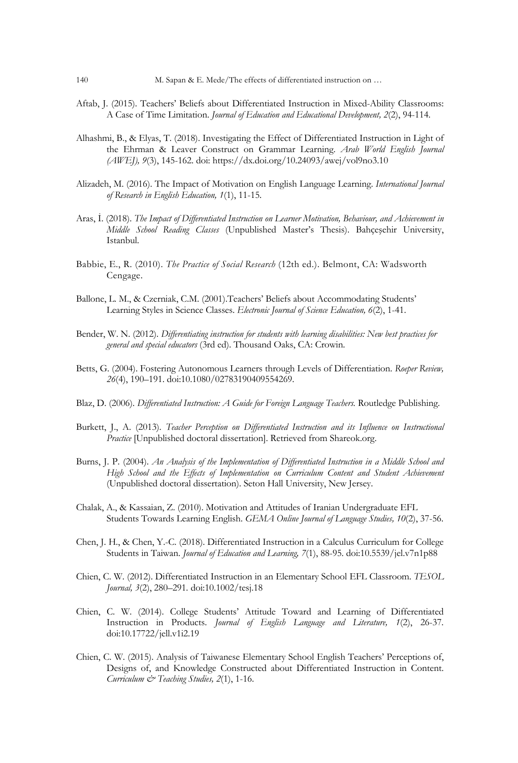Aftab, J. (2015). Teachers' Beliefs about Differentiated Instruction in Mixed-Ability Classrooms: A Case of Time Limitation. *Journal of Education and Educational Development, 2*(2), 94-114.

Alhashmi, B., & Elyas, T. (2018). Investigating the Effect of Differentiated Instruction in Light of the Ehrman & Leaver Construct on Grammar Learning. *Arab World English Journal (AWEJ), 9*(3), 145-162. doi: https://dx.doi.org/10.24093/awej/vol9no3.10

Alizadeh, M. (2016). The Impact of Motivation on English Language Learning. *International Journal of Research in English Education, 1*(1), 11-15.

Aras, İ. (2018). *The Impact of Differentiated Instruction on Learner Motivation, Behaviour, and Achievement in Middle School Reading Classes* (Unpublished Master's Thesis). Bahçeşehir University, Istanbul.

Babbie, E., R. (2010). *The Practice of Social Research* (12th ed.). Belmont, CA: Wadsworth Cengage.

Ballone, L. M., & Czerniak, C.M. (2001).Teachers' Beliefs about Accommodating Students' Learning Styles in Science Classes. *Electronic Journal of Science Education, 6*(2), 1-41.

Bender, W. N. (2012). *Differentiating instruction for students with learning disabilities: New best practices for general and special educators* (3rd ed). Thousand Oaks, CA: Crowin.

Betts, G. (2004). Fostering Autonomous Learners through Levels of Differentiation. *Roeper Review, 26*(4), 190–191. doi:10.1080/02783190409554269.

Blaz, D. (2006). *Differentiated Instruction: A Guide for Foreign Language Teachers.* Routledge Publishing.

Burkett, J., A. (2013). *Teacher Perception on Differentiated Instruction and its Influence on Instructional Practice* [Unpublished doctoral dissertation]. Retrieved from Shareok.org.

Burns, J. P. (2004). *An Analysis of the Implementation of Differentiated Instruction in a Middle School and High School and the Effects of Implementation on Curriculum Content and Student Achievement* (Unpublished doctoral dissertation). Seton Hall University, New Jersey.

Chalak, A., & Kassaian, Z. (2010). Motivation and Attitudes of Iranian Undergraduate EFL Students Towards Learning English. *GEMA Online Journal of Language Studies, 10*(2), 37-56.

Chen, J. H., & Chen, Y.-C. (2018). Differentiated Instruction in a Calculus Curriculum for College Students in Taiwan. *Journal of Education and Learning, 7*(1), 88-95. doi:10.5539/jel.v7n1p88

Chien, C. W. (2012). Differentiated Instruction in an Elementary School EFL Classroom. *TESOL Journal, 3*(2), 280–291. doi:10.1002/tesj.18

Chien, C. W. (2014). College Students' Attitude Toward and Learning of Differentiated Instruction in Products. *Journal of English Language and Literature, 1*(2), 26-37. doi:10.17722/jell.v1i2.19

Chien, C. W. (2015). Analysis of Taiwanese Elementary School English Teachers' Perceptions of, Designs of, and Knowledge Constructed about Differentiated Instruction in Content. *Curriculum & Teaching Studies, 2*(1), 1-16.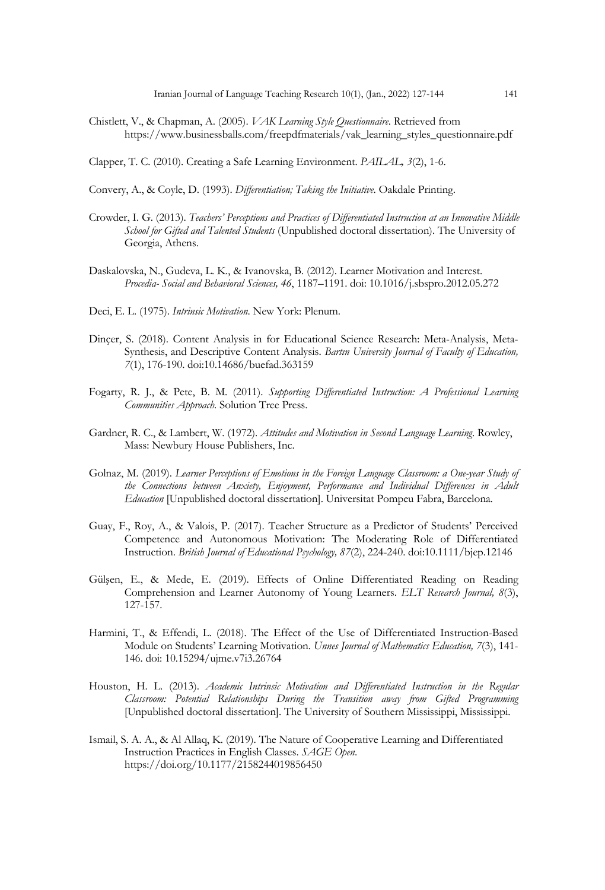Chistlett, V., & Chapman, A. (2005). *VAK Learning Style Questionnaire*. Retrieved from https://www.businessballs.com/freepdfmaterials/vak_learning_styles_questionnaire.pdf

Clapper, T. C. (2010). Creating a Safe Learning Environment. *PAILAL, 3*(2), 1-6.

Convery, A., & Coyle, D. (1993). *Differentiation; Taking the Initiative*. Oakdale Printing.

Crowder, I. G. (2013). *Teachers' Perceptions and Practices of Differentiated Instruction at an Innovative Middle School for Gifted and Talented Students* (Unpublished doctoral dissertation). The University of Georgia, Athens.

Daskalovska, N., Gudeva, L. K., & Ivanovska, B. (2012). Learner Motivation and Interest. *Procedia- Social and Behavioral Sciences, 46*, 1187–1191. doi: 10.1016/j.sbspro.2012.05.272

Deci, E. L. (1975). *Intrinsic Motivation*. New York: Plenum.

Dinçer, S. (2018). Content Analysis in for Educational Science Research: Meta-Analysis, Meta-Synthesis, and Descriptive Content Analysis. *Bartın University Journal of Faculty of Education, 7*(1), 176-190. doi:10.14686/buefad.363159

Fogarty, R. J., & Pete, B. M. (2011). *Supporting Differentiated Instruction: A Professional Learning Communities Approach*. Solution Tree Press.

Gardner, R. C., & Lambert, W. (1972). *Attitudes and Motivation in Second Language Learning*. Rowley, Mass: Newbury House Publishers, Inc.

Golnaz, M. (2019). *Learner Perceptions of Emotions in the Foreign Language Classroom: a One-year Study of the Connections between Anxiety, Enjoyment, Performance and Individual Differences in Adult Education* [Unpublished doctoral dissertation]. Universitat Pompeu Fabra, Barcelona.

Guay, F., Roy, A., & Valois, P. (2017). Teacher Structure as a Predictor of Students' Perceived Competence and Autonomous Motivation: The Moderating Role of Differentiated Instruction. *British Journal of Educational Psychology, 87*(2), 224-240. doi:10.1111/bjep.12146

Gülşen, E., & Mede, E. (2019). Effects of Online Differentiated Reading on Reading Comprehension and Learner Autonomy of Young Learners. *ELT Research Journal, 8*(3), 127-157.

Harmini, T., & Effendi, L. (2018). The Effect of the Use of Differentiated Instruction-Based Module on Students' Learning Motivation. *Unnes Journal of Mathematics Education, 7*(3), 141-146. doi: 10.15294/ujme.v7i3.26764

Houston, H. L. (2013). *Academic Intrinsic Motivation and Differentiated Instruction in the Regular Classroom: Potential Relationships During the Transition away from Gifted Programming* [Unpublished doctoral dissertation]. The University of Southern Mississippi, Mississippi.

Ismail, S. A. A., & Al Allaq, K. (2019). The Nature of Cooperative Learning and Differentiated Instruction Practices in English Classes. *SAGE Open*. https://doi.org/10.1177/2158244019856450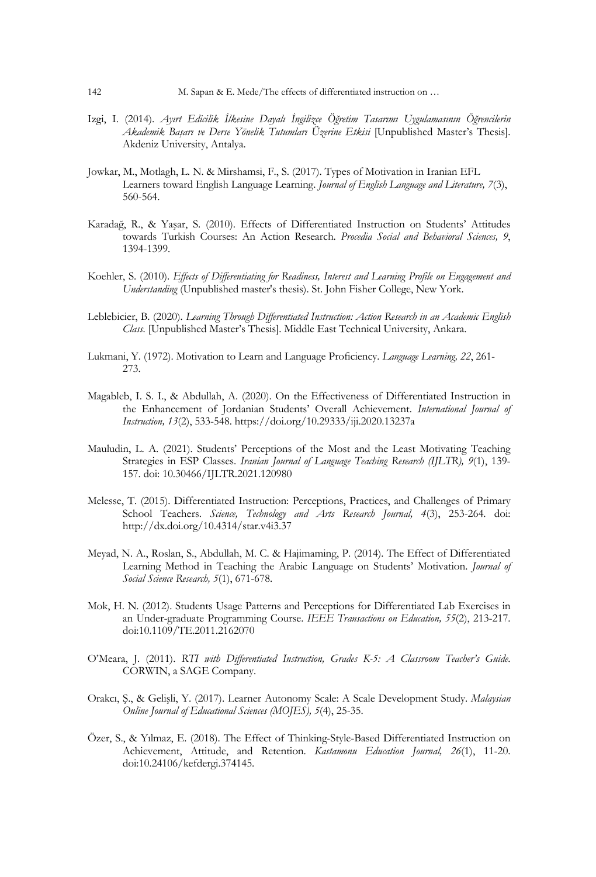Izgi, I. (2014). *Ayırt Edicilik İlkesine Dayalı İngilizce Öğretim Tasarımı Uygulamasının Öğrencilerin Akademik Başarı ve Derse Yönelik Tutumları Üzerine Etkisi* [Unpublished Master's Thesis]. Akdeniz University, Antalya.

Jowkar, M., Motlagh, L. N. & Mirshamsi, F., S. (2017). Types of Motivation in Iranian EFL Learners toward English Language Learning. *Journal of English Language and Literature, 7*(3), 560-564.

Karadağ, R., & Yaşar, S. (2010). Effects of Differentiated Instruction on Students' Attitudes towards Turkish Courses: An Action Research. *Procedia Social and Behavioral Sciences, 9*, 1394-1399.

Koehler, S. (2010). *Effects of Differentiating for Readiness, Interest and Learning Profile on Engagement and Understanding* (Unpublished master's thesis). St. John Fisher College, New York.

Leblebicier, B. (2020). *Learning Through Differentiated Instruction: Action Research in an Academic English Class.* [Unpublished Master's Thesis]. Middle East Technical University, Ankara.

Lukmani, Y. (1972). Motivation to Learn and Language Proficiency. *Language Learning, 22*, 261-273.

Magableb, I. S. I., & Abdullah, A. (2020). On the Effectiveness of Differentiated Instruction in the Enhancement of Jordanian Students' Overall Achievement. *International Journal of Instruction, 13*(2), 533-548. https://doi.org/10.29333/iji.2020.13237a

Mauludin, L. A. (2021). Students' Perceptions of the Most and the Least Motivating Teaching Strategies in ESP Classes. *Iranian Journal of Language Teaching Research (IJLTR), 9*(1), 139-157. doi: 10.30466/IJLTR.2021.120980

Melesse, T. (2015). Differentiated Instruction: Perceptions, Practices, and Challenges of Primary School Teachers. *Science, Technology and Arts Research Journal, 4*(3), 253-264. doi: http://dx.doi.org/10.4314/star.v4i3.37

Meyad, N. A., Roslan, S., Abdullah, M. C. & Hajimaming, P. (2014). The Effect of Differentiated Learning Method in Teaching the Arabic Language on Students' Motivation. *Journal of Social Science Research, 5*(1), 671-678.

Mok, H. N. (2012). Students Usage Patterns and Perceptions for Differentiated Lab Exercises in an Under-graduate Programming Course. *IEEE Transactions on Education, 55*(2), 213-217. doi:10.1109/TE.2011.2162070

O'Meara, J. (2011). *RTI with Differentiated Instruction, Grades K-5: A Classroom Teacher's Guide.* CORWIN, a SAGE Company.

Orakcı, Ş., & Gelişli, Y. (2017). Learner Autonomy Scale: A Scale Development Study. *Malaysian Online Journal of Educational Sciences (MOJES), 5*(4), 25-35.

Özer, S., & Yılmaz, E. (2018). The Effect of Thinking-Style-Based Differentiated Instruction on Achievement, Attitude, and Retention. *Kastamonu Education Journal, 26*(1), 11-20. doi:10.24106/kefdergi.374145.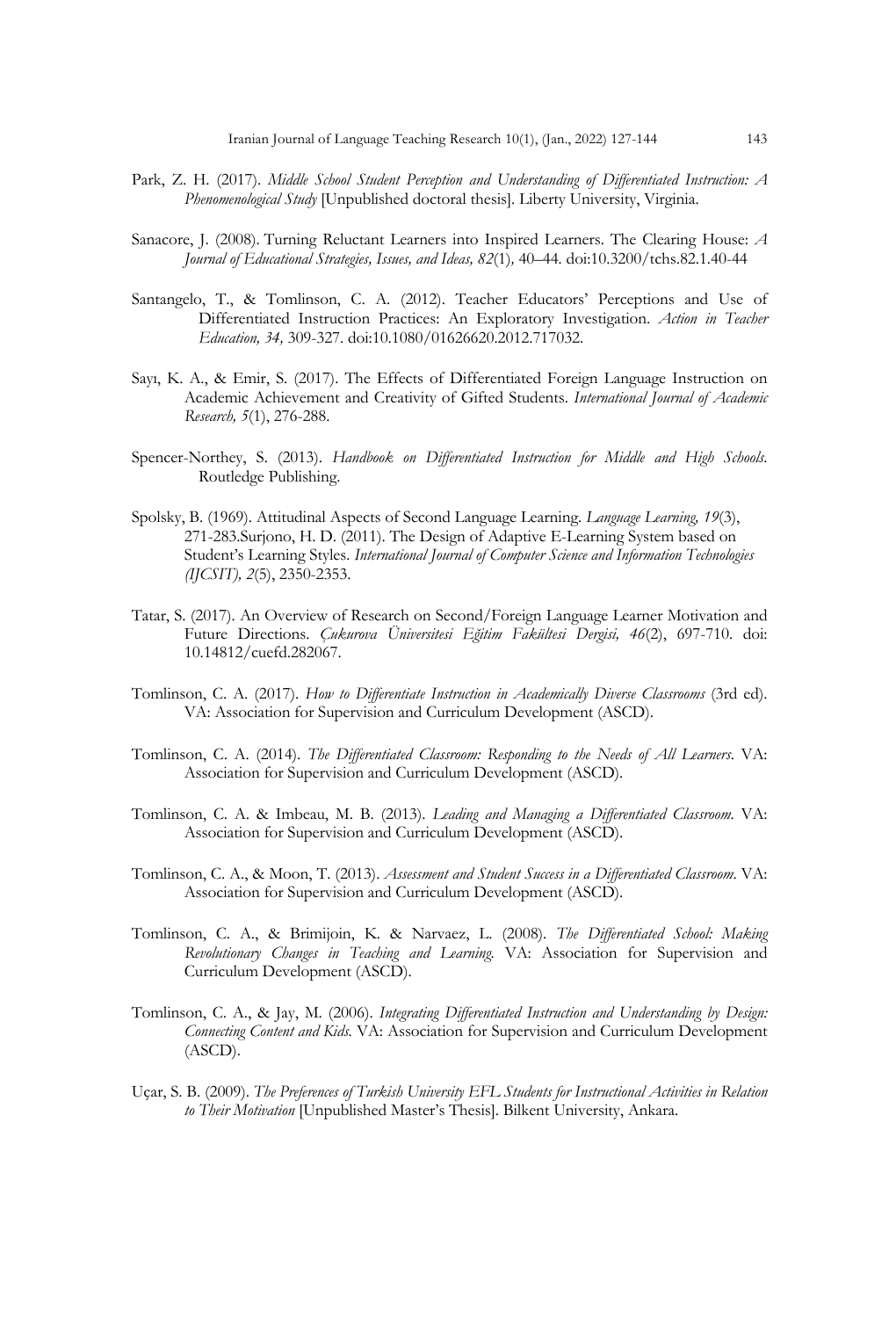Park, Z. H. (2017). *Middle School Student Perception and Understanding of Differentiated Instruction: A Phenomenological Study* [Unpublished doctoral thesis]. Liberty University, Virginia.

Sanacore, J. (2008). Turning Reluctant Learners into Inspired Learners. The Clearing House: *A Journal of Educational Strategies, Issues, and Ideas, 82*(1), 40–44. doi:10.3200/tchs.82.1.40-44

Santangelo, T., & Tomlinson, C. A. (2012). Teacher Educators' Perceptions and Use of Differentiated Instruction Practices: An Exploratory Investigation. *Action in Teacher Education, 34,* 309-327. doi:10.1080/01626620.2012.717032.

Sayı, K. A., & Emir, S. (2017). The Effects of Differentiated Foreign Language Instruction on Academic Achievement and Creativity of Gifted Students. *International Journal of Academic Research, 5*(1), 276-288.

Spencer-Northey, S. (2013). *Handbook on Differentiated Instruction for Middle and High Schools.* Routledge Publishing.

Spolsky, B. (1969). Attitudinal Aspects of Second Language Learning. *Language Learning, 19*(3), 271-283.Surjono, H. D. (2011). The Design of Adaptive E-Learning System based on Student's Learning Styles. *International Journal of Computer Science and Information Technologies (IJCSIT), 2*(5), 2350-2353.

Tatar, S. (2017). An Overview of Research on Second/Foreign Language Learner Motivation and Future Directions. *Çukurova Üniversitesi Eğitim Fakültesi Dergisi, 46*(2), 697-710. doi: 10.14812/cuefd.282067.

Tomlinson, C. A. (2017). *How to Differentiate Instruction in Academically Diverse Classrooms* (3rd ed). VA: Association for Supervision and Curriculum Development (ASCD).

Tomlinson, C. A. (2014). *The Differentiated Classroom: Responding to the Needs of All Learners*. VA: Association for Supervision and Curriculum Development (ASCD).

Tomlinson, C. A. & Imbeau, M. B. (2013). *Leading and Managing a Differentiated Classroom*. VA: Association for Supervision and Curriculum Development (ASCD).

Tomlinson, C. A., & Moon, T. (2013). *Assessment and Student Success in a Differentiated Classroom*. VA: Association for Supervision and Curriculum Development (ASCD).

Tomlinson, C. A., & Brimijoin, K. & Narvaez, L. (2008). *The Differentiated School: Making Revolutionary Changes in Teaching and Learning.* VA: Association for Supervision and Curriculum Development (ASCD).

Tomlinson, C. A., & Jay, M. (2006). *Integrating Differentiated Instruction and Understanding by Design: Connecting Content and Kids.* VA: Association for Supervision and Curriculum Development (ASCD).

Uçar, S. B. (2009). *The Preferences of Turkish University EFL Students for Instructional Activities in Relation to Their Motivation* [Unpublished Master's Thesis]. Bilkent University, Ankara.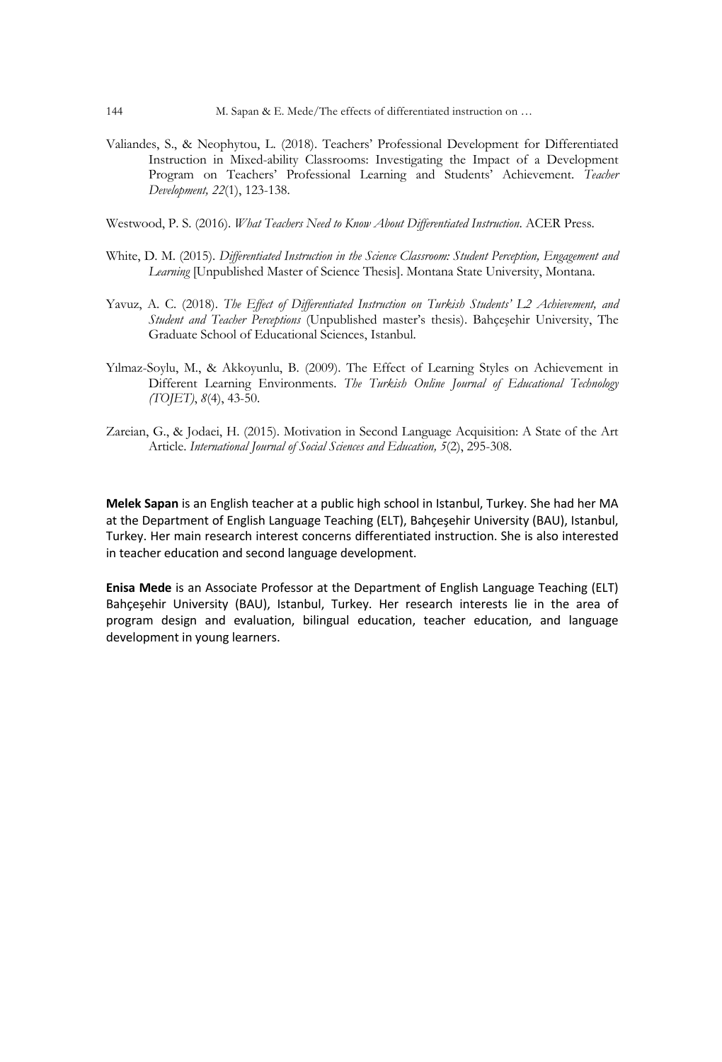Valiandes, S., & Neophytou, L. (2018). Teachers' Professional Development for Differentiated Instruction in Mixed-ability Classrooms: Investigating the Impact of a Development Program on Teachers' Professional Learning and Students' Achievement. *Teacher Development, 22*(1), 123-138.

Westwood, P. S. (2016). *What Teachers Need to Know About Differentiated Instruction*. ACER Press.

White, D. M. (2015). *Differentiated Instruction in the Science Classroom: Student Perception, Engagement and Learning* [Unpublished Master of Science Thesis]. Montana State University, Montana.

Yavuz, A. C. (2018). *The Effect of Differentiated Instruction on Turkish Students' L2 Achievement, and Student and Teacher Perceptions* (Unpublished master's thesis). Bahçeşehir University, The Graduate School of Educational Sciences, Istanbul.

Yılmaz-Soylu, M., & Akkoyunlu, B. (2009). The Effect of Learning Styles on Achievement in Different Learning Environments. *The Turkish Online Journal of Educational Technology (TOJET)*, *8*(4), 43-50.

Zareian, G., & Jodaei, H. (2015). Motivation in Second Language Acquisition: A State of the Art Article. *International Journal of Social Sciences and Education, 5*(2), 295-308.

**Melek Sapan** is an English teacher at a public high school in Istanbul, Turkey. She had her MA at the Department of English Language Teaching (ELT), Bahçeşehir University (BAU), Istanbul, Turkey. Her main research interest concerns differentiated instruction. She is also interested in teacher education and second language development.

**Enisa Mede** is an Associate Professor at the Department of English Language Teaching (ELT) Bahçeşehir University (BAU), Istanbul, Turkey. Her research interests lie in the area of program design and evaluation, bilingual education, teacher education, and language development in young learners.